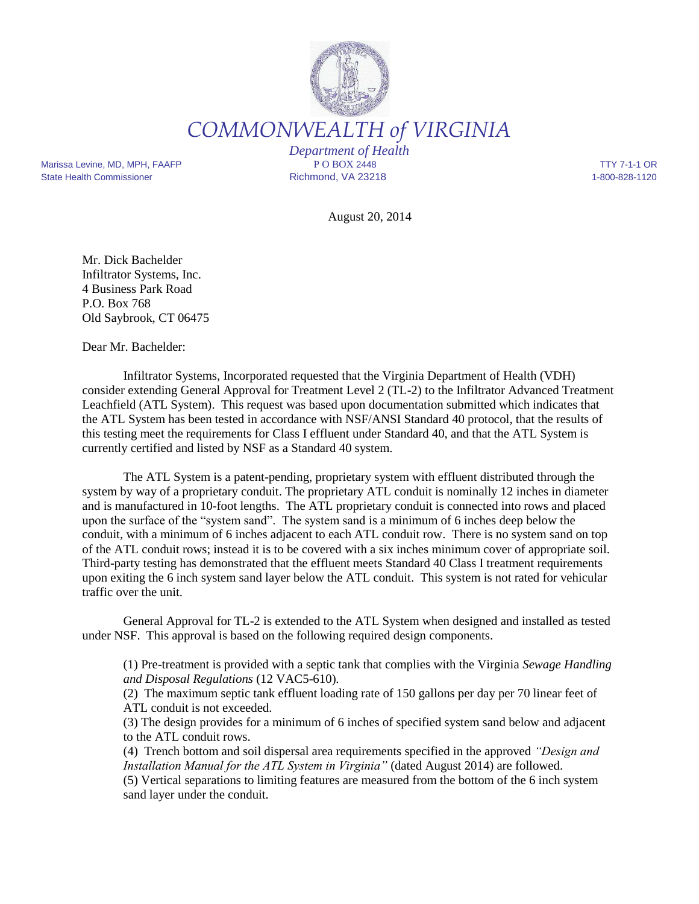# COMMONWEALTH *of* VIRGINIA

*Department of Health*

Marissa Levine, MD, MPH, FAAFP
State Health Commissioner

P O BOX 2448
Richmond, VA 23218

TTY 7-1-1 OR
1-800-828-1120

August 20, 2014

Mr. Dick Bachelder
Infiltrator Systems, Inc.
4 Business Park Road
P.O. Box 768
Old Saybrook, CT 06475

Dear Mr. Bachelder:

Infiltrator Systems, Incorporated requested that the Virginia Department of Health (VDH) consider extending General Approval for Treatment Level 2 (TL-2) to the Infiltrator Advanced Treatment Leachfield (ATL System). This request was based upon documentation submitted which indicates that the ATL System has been tested in accordance with NSF/ANSI Standard 40 protocol, that the results of this testing meet the requirements for Class I effluent under Standard 40, and that the ATL System is currently certified and listed by NSF as a Standard 40 system.

The ATL System is a patent-pending, proprietary system with effluent distributed through the system by way of a proprietary conduit. The proprietary ATL conduit is nominally 12 inches in diameter and is manufactured in 10-foot lengths. The ATL proprietary conduit is connected into rows and placed upon the surface of the "system sand". The system sand is a minimum of 6 inches deep below the conduit, with a minimum of 6 inches adjacent to each ATL conduit row. There is no system sand on top of the ATL conduit rows; instead it is to be covered with a six inches minimum cover of appropriate soil. Third-party testing has demonstrated that the effluent meets Standard 40 Class I treatment requirements upon exiting the 6 inch system sand layer below the ATL conduit. This system is not rated for vehicular traffic over the unit.

General Approval for TL-2 is extended to the ATL System when designed and installed as tested under NSF. This approval is based on the following required design components.

(1) Pre-treatment is provided with a septic tank that complies with the Virginia *Sewage Handling and Disposal Regulations* (12 VAC5-610).
(2) The maximum septic tank effluent loading rate of 150 gallons per day per 70 linear feet of ATL conduit is not exceeded.
(3) The design provides for a minimum of 6 inches of specified system sand below and adjacent to the ATL conduit rows.
(4) Trench bottom and soil dispersal area requirements specified in the approved *"Design and Installation Manual for the ATL System in Virginia"* (dated August 2014) are followed.
(5) Vertical separations to limiting features are measured from the bottom of the 6 inch system sand layer under the conduit.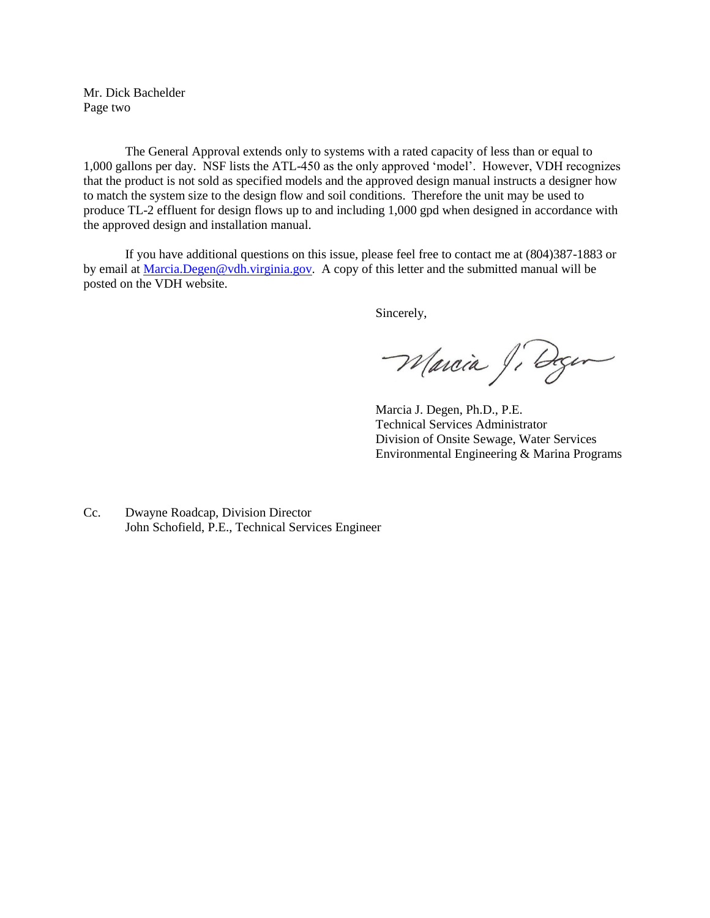Mr. Dick Bachelder
Page two

The General Approval extends only to systems with a rated capacity of less than or equal to 1,000 gallons per day. NSF lists the ATL-450 as the only approved 'model'. However, VDH recognizes that the product is not sold as specified models and the approved design manual instructs a designer how to match the system size to the design flow and soil conditions. Therefore the unit may be used to produce TL-2 effluent for design flows up to and including 1,000 gpd when designed in accordance with the approved design and installation manual.

If you have additional questions on this issue, please feel free to contact me at (804)387-1883 or by email at Marcia.Degen@vdh.virginia.gov. A copy of this letter and the submitted manual will be posted on the VDH website.

Sincerely,

Marcia J. Degen

Marcia J. Degen, Ph.D., P.E.
Technical Services Administrator
Division of Onsite Sewage, Water Services
Environmental Engineering & Marina Programs

Cc. Dwayne Roadcap, Division Director
John Schofield, P.E., Technical Services Engineer